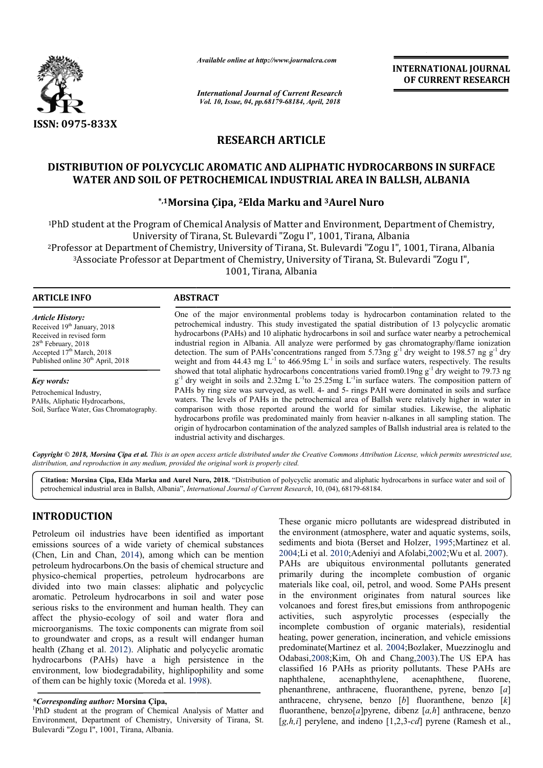ISSN: 0975-833X

*Available online at http://www.journalcra.com*

*International Journal of Current Research*
*Vol. 10, Issue, 04, pp.68179-68184, April, 2018*

**INTERNATIONAL JOURNAL OF CURRENT RESEARCH**

# RESEARCH ARTICLE

## DISTRIBUTION OF POLYCYCLIC AROMATIC AND ALIPHATIC HYDROCARBONS IN SURFACE WATER AND SOIL OF PETROCHEMICAL INDUSTRIAL AREA IN BALLSH, ALBANIA

**\*,[1]Morsina Çipa, [2]Elda Marku and [3]Aurel Nuro**

[1]PhD student at the Program of Chemical Analysis of Matter and Environment, Department of Chemistry, University of Tirana, St. Bulevardi "Zogu I", 1001, Tirana, Albania

[2]Professor at Department of Chemistry, University of Tirana, St. Bulevardi "Zogu I", 1001, Tirana, Albania

[3]Associate Professor at Department of Chemistry, University of Tirana, St. Bulevardi "Zogu I", 1001, Tirana, Albania

### ARTICLE INFO

*Article History:*
Received 19[th] January, 2018
Received in revised form 28[th] February, 2018
Accepted 17[th] March, 2018
Published online 30[th] April, 2018

*Key words:*
Petrochemical Industry,
PAHs, Aliphatic Hydrocarbons,
Soil, Surface Water, Gas Chromatography.

### ABSTRACT

One of the major environmental problems today is hydrocarbon contamination related to the petrochemical industry. This study investigated the spatial distribution of 13 polycyclic aromatic hydrocarbons (PAHs) and 10 aliphatic hydrocarbons in soil and surface water nearby a petrochemical industrial region in Albania. All analyze were performed by gas chromatography/flame ionization detection. The sum of PAHs'concentrations ranged from 5.73ng $g^{-1}$ dry weight to 198.57 ng $g^{-1}$ dry weight and from 44.43 mg $L^{-1}$ to 466.95mg $L^{-1}$ in soils and surface waters, respectively. The results showed that total aliphatic hydrocarbons concentrations varied from0.19ng $g^{-1}$ dry weight to 79.73 ng $g^{-1}$ dry weight in soils and 2.32mg $L^{-1}$to 25.25mg $L^{-1}$in surface waters. The composition pattern of PAHs by ring size was surveyed, as well. 4- and 5- rings PAH were dominated in soils and surface waters. The levels of PAHs in the petrochemical area of Ballsh were relatively higher in water in comparison with those reported around the world for similar studies. Likewise, the aliphatic hydrocarbons profile was predominated mainly from heavier n-alkanes in all sampling station. The origin of hydrocarbon contamination of the analyzed samples of Ballsh industrial area is related to the industrial activity and discharges.

*Copyright © 2018, Morsina Çipa et al. This is an open access article distributed under the Creative Commons Attribution License, which permits unrestricted use, distribution, and reproduction in any medium, provided the original work is properly cited.*

**Citation: Morsina Çipa, Elda Marku and Aurel Nuro, 2018.** "Distribution of polycyclic aromatic and aliphatic hydrocarbons in surface water and soil of petrochemical industrial area in Ballsh, Albania", *International Journal of Current Research*, 10, (04), 68179-68184.

## INTRODUCTION

Petroleum oil industries have been identified as important emissions sources of a wide variety of chemical substances (Chen, Lin and Chan, 2014), among which can be mention petroleum hydrocarbons.On the basis of chemical structure and physico-chemical properties, petroleum hydrocarbons are divided into two main classes: aliphatic and polycyclic aromatic. Petroleum hydrocarbons in soil and water pose serious risks to the environment and human health. They can affect the physio-ecology of soil and water flora and microorganisms. The toxic components can migrate from soil to groundwater and crops, as a result will endanger human health (Zhang et al. 2012). Aliphatic and polycyclic aromatic hydrocarbons (PAHs) have a high persistence in the environment, low biodegradability, highlipophility and some of them can be highly toxic (Moreda et al. 1998).

These organic micro pollutants are widespread distributed in the environment (atmosphere, water and aquatic systems, soils, sediments and biota (Berset and Holzer, 1995;Martinez et al. 2004;Li et al. 2010;Adeniyi and Afolabi,2002;Wu et al. 2007). PAHs are ubiquitous environmental pollutants generated primarily during the incomplete combustion of organic materials like coal, oil, petrol, and wood. Some PAHs present in the environment originates from natural sources like volcanoes and forest fires,but emissions from anthropogenic activities, such aspyrolytic processes (especially the incomplete combustion of organic materials), residential heating, power generation, incineration, and vehicle emissions predominate(Martinez et al. 2004;Bozlaker, Muezzinoglu and Odabasi,2008;Kim, Oh and Chang,2003).The US EPA has classified 16 PAHs as priority pollutants. These PAHs are naphthalene, acenaphthylene, acenaphthene, fluorene, phenanthrene, anthracene, fluoranthene, pyrene, benzo [*a*] anthracene, chrysene, benzo [*b*] fluoranthene, benzo [*k*] fluoranthene, benzo[*a*]pyrene, dibenz [*a,h*] anthracene, benzo [*g,h,i*] perylene, and indeno [1,2,3-*cd*] pyrene (Ramesh et al.,

*\*Corresponding author:* **Morsina Çipa,**
[1]PhD student at the program of Chemical Analysis of Matter and Environment, Department of Chemistry, University of Tirana, St. Bulevardi "Zogu I", 1001, Tirana, Albania.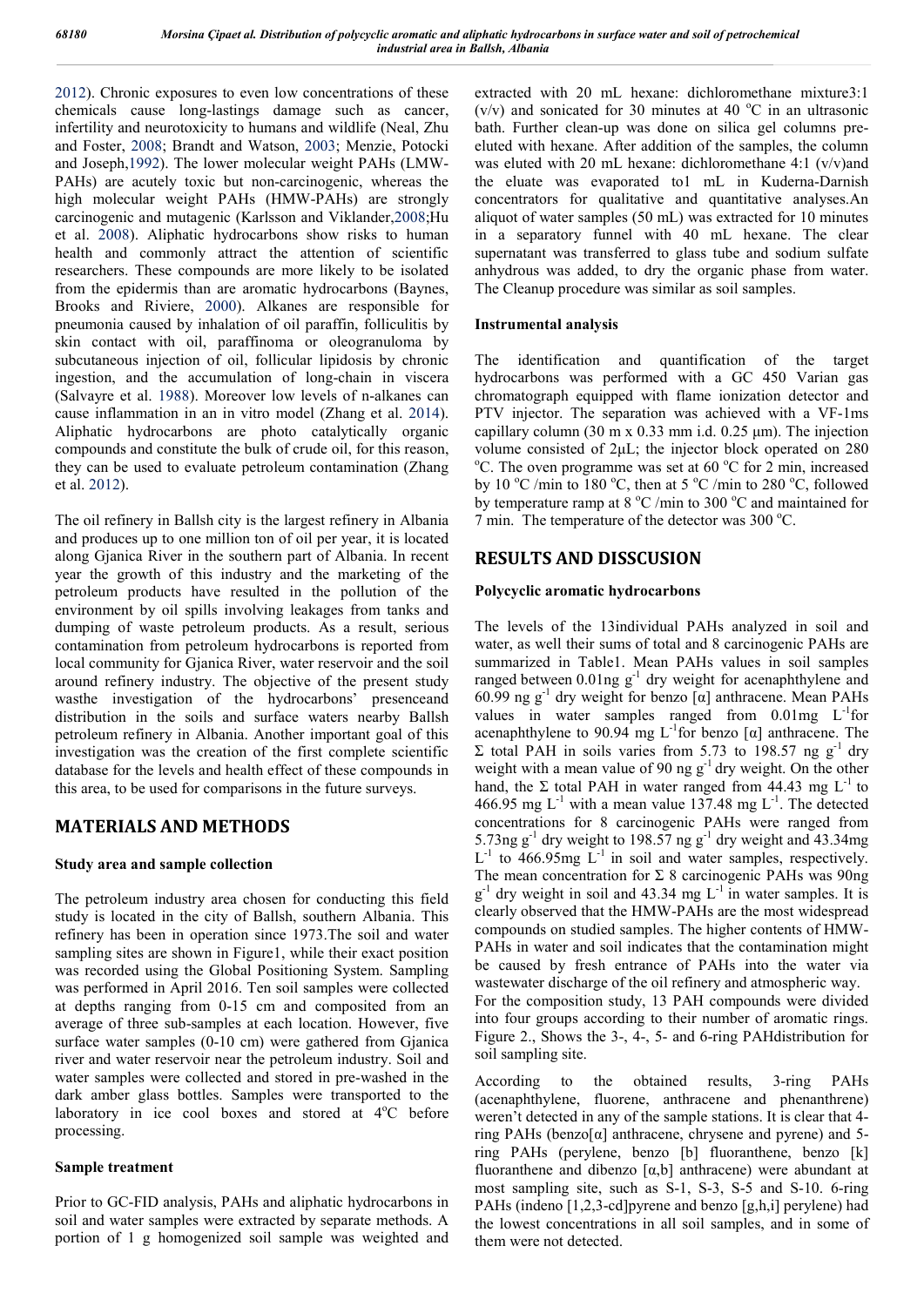2012). Chronic exposures to even low concentrations of these chemicals cause long-lastings damage such as cancer, infertility and neurotoxicity to humans and wildlife (Neal, Zhu and Foster, 2008; Brandt and Watson, 2003; Menzie, Potocki and Joseph,1992). The lower molecular weight PAHs (LMW-PAHs) are acutely toxic but non-carcinogenic, whereas the high molecular weight PAHs (HMW-PAHs) are strongly carcinogenic and mutagenic (Karlsson and Viklander,2008;Hu et al. 2008). Aliphatic hydrocarbons show risks to human health and commonly attract the attention of scientific researchers. These compounds are more likely to be isolated from the epidermis than are aromatic hydrocarbons (Baynes, Brooks and Riviere, 2000). Alkanes are responsible for pneumonia caused by inhalation of oil paraffin, folliculitis by skin contact with oil, paraffinoma or oleogranuloma by subcutaneous injection of oil, follicular lipidosis by chronic ingestion, and the accumulation of long-chain in viscera (Salvayre et al. 1988). Moreover low levels of n-alkanes can cause inflammation in an in vitro model (Zhang et al. 2014). Aliphatic hydrocarbons are photo catalytically organic compounds and constitute the bulk of crude oil, for this reason, they can be used to evaluate petroleum contamination (Zhang et al. 2012).

The oil refinery in Ballsh city is the largest refinery in Albania and produces up to one million ton of oil per year, it is located along Gjanica River in the southern part of Albania. In recent year the growth of this industry and the marketing of the petroleum products have resulted in the pollution of the environment by oil spills involving leakages from tanks and dumping of waste petroleum products. As a result, serious contamination from petroleum hydrocarbons is reported from local community for Gjanica River, water reservoir and the soil around refinery industry. The objective of the present study wasthe investigation of the hydrocarbons' presenceand distribution in the soils and surface waters nearby Ballsh petroleum refinery in Albania. Another important goal of this investigation was the creation of the first complete scientific database for the levels and health effect of these compounds in this area, to be used for comparisons in the future surveys.

## MATERIALS AND METHODS

### Study area and sample collection

The petroleum industry area chosen for conducting this field study is located in the city of Ballsh, southern Albania. This refinery has been in operation since 1973.The soil and water sampling sites are shown in Figure1, while their exact position was recorded using the Global Positioning System. Sampling was performed in April 2016. Ten soil samples were collected at depths ranging from 0-15 cm and composited from an average of three sub-samples at each location. However, five surface water samples (0-10 cm) were gathered from Gjanica river and water reservoir near the petroleum industry. Soil and water samples were collected and stored in pre-washed in the dark amber glass bottles. Samples were transported to the laboratory in ice cool boxes and stored at 4°C before processing.

### Sample treatment

Prior to GC-FID analysis, PAHs and aliphatic hydrocarbons in soil and water samples were extracted by separate methods. A portion of 1 g homogenized soil sample was weighted and extracted with 20 mL hexane: dichloromethane mixture3:1 (v/v) and sonicated for 30 minutes at 40 °C in an ultrasonic bath. Further clean-up was done on silica gel columns pre-eluted with hexane. After addition of the samples, the column was eluted with 20 mL hexane: dichloromethane 4:1 (v/v)and the eluate was evaporated to1 mL in Kuderna-Darnish concentrators for qualitative and quantitative analyses.An aliquot of water samples (50 mL) was extracted for 10 minutes in a separatory funnel with 40 mL hexane. The clear supernatant was transferred to glass tube and sodium sulfate anhydrous was added, to dry the organic phase from water. The Cleanup procedure was similar as soil samples.

### Instrumental analysis

The identification and quantification of the target hydrocarbons was performed with a GC 450 Varian gas chromatograph equipped with flame ionization detector and PTV injector. The separation was achieved with a VF-1ms capillary column (30 m x 0.33 mm i.d. 0.25 μm). The injection volume consisted of 2μL; the injector block operated on 280 °C. The oven programme was set at 60 °C for 2 min, increased by 10 °C /min to 180 °C, then at 5 °C /min to 280 °C, followed by temperature ramp at 8 °C /min to 300 °C and maintained for 7 min. The temperature of the detector was 300 °C.

## RESULTS AND DISSCUSION

### Polycyclic aromatic hydrocarbons

The levels of the 13individual PAHs analyzed in soil and water, as well their sums of total and 8 carcinogenic PAHs are summarized in Table1. Mean PAHs values in soil samples ranged between 0.01ng $g^{-1}$ dry weight for acenaphthylene and 60.99 ng $g^{-1}$ dry weight for benzo [α] anthracene. Mean PAHs values in water samples ranged from 0.01mg $L^{-1}$for acenaphthylene to 90.94 mg $L^{-1}$for benzo [α] anthracene. The Σ total PAH in soils varies from 5.73 to 198.57 ng $g^{-1}$ dry weight with a mean value of 90 ng $g^{-1}$ dry weight. On the other hand, the Σ total PAH in water ranged from 44.43 mg $L^{-1}$ to 466.95 mg $L^{-1}$ with a mean value 137.48 mg $L^{-1}$. The detected concentrations for 8 carcinogenic PAHs were ranged from 5.73ng $g^{-1}$ dry weight to 198.57 ng $g^{-1}$ dry weight and 43.34mg $L^{-1}$ to 466.95mg $L^{-1}$ in soil and water samples, respectively. The mean concentration for Σ 8 carcinogenic PAHs was 90ng $g^{-1}$ dry weight in soil and 43.34 mg $L^{-1}$ in water samples. It is clearly observed that the HMW-PAHs are the most widespread compounds on studied samples. The higher contents of HMW-PAHs in water and soil indicates that the contamination might be caused by fresh entrance of PAHs into the water via wastewater discharge of the oil refinery and atmospheric way.

For the composition study, 13 PAH compounds were divided into four groups according to their number of aromatic rings. Figure 2., Shows the 3-, 4-, 5- and 6-ring PAHdistribution for soil sampling site.

According to the obtained results, 3-ring PAHs (acenaphthylene, fluorene, anthracene and phenanthrene) weren't detected in any of the sample stations. It is clear that 4-ring PAHs (benzo[α] anthracene, chrysene and pyrene) and 5-ring PAHs (perylene, benzo [b] fluoranthene, benzo [k] fluoranthene and dibenzo [α,b] anthracene) were abundant at most sampling site, such as S-1, S-3, S-5 and S-10. 6-ring PAHs (indeno [1,2,3-cd]pyrene and benzo [g,h,i] perylene) had the lowest concentrations in all soil samples, and in some of them were not detected.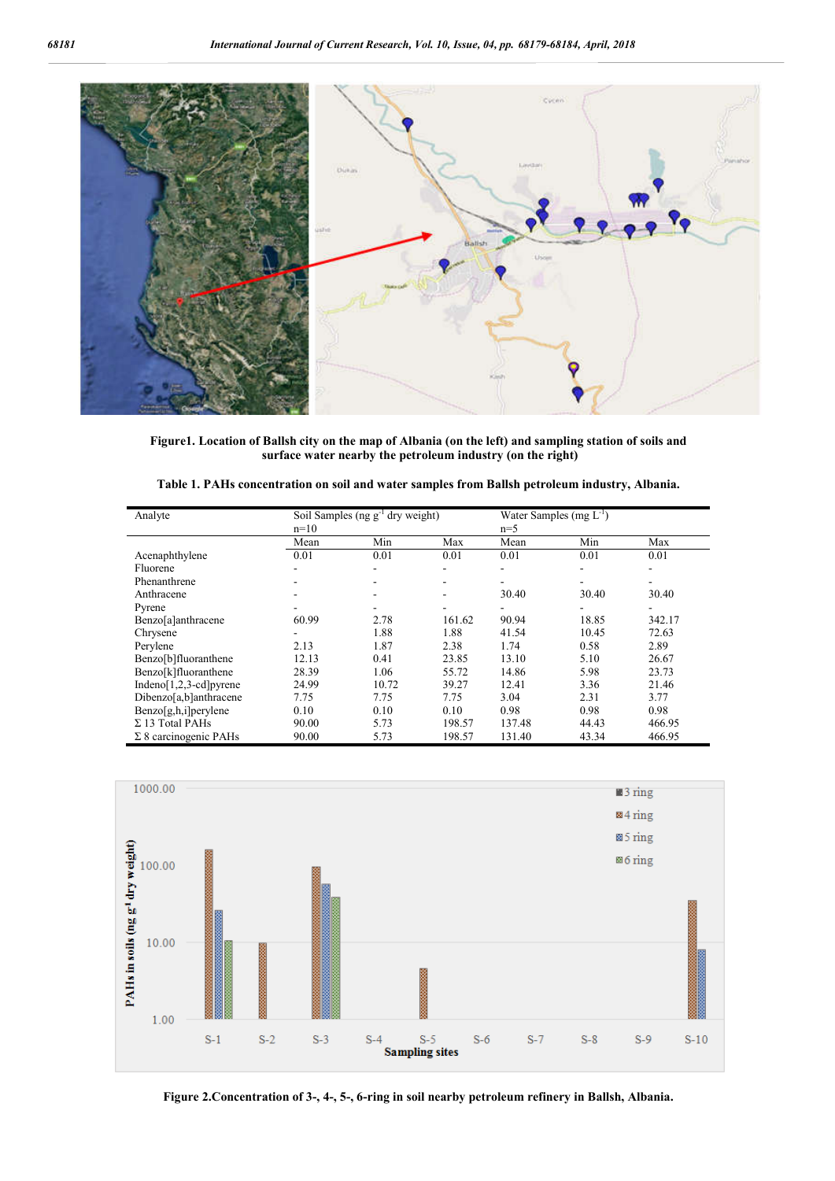**Figure1. Location of Ballsh city on the map of Albania (on the left) and sampling station of soils and surface water nearby the petroleum industry (on the right)**

**Table 1. PAHs concentration on soil and water samples from Ballsh petroleum industry, Albania.**

| Analyte | Soil Samples (ng $g^{-1}$ dry weight) n=10 | | | Water Samples (mg $L^{-1}$) n=5 | | |
|---|---|---|---|---|---|---|
| | Mean | Min | Max | Mean | Min | Max |
| Acenaphthylene | 0.01 | 0.01 | 0.01 | 0.01 | 0.01 | 0.01 |
| Fluorene | - | - | - | - | - | - |
| Phenanthrene | - | - | - | - | - | - |
| Anthracene | - | - | - | 30.40 | 30.40 | 30.40 |
| Pyrene | - | - | - | - | - | - |
| Benzo[a]anthracene | 60.99 | 2.78 | 161.62 | 90.94 | 18.85 | 342.17 |
| Chrysene | - | 1.88 | 1.88 | 41.54 | 10.45 | 72.63 |
| Perylene | 2.13 | 1.87 | 2.38 | 1.74 | 0.58 | 2.89 |
| Benzo[b]fluoranthene | 12.13 | 0.41 | 23.85 | 13.10 | 5.10 | 26.67 |
| Benzo[k]fluoranthene | 28.39 | 1.06 | 55.72 | 14.86 | 5.98 | 23.73 |
| Indeno[1,2,3-cd]pyrene | 24.99 | 10.72 | 39.27 | 12.41 | 3.36 | 21.46 |
| Dibenzo[a,b]anthracene | 7.75 | 7.75 | 7.75 | 3.04 | 2.31 | 3.77 |
| Benzo[g,h,i]perylene | 0.10 | 0.10 | 0.10 | 0.98 | 0.98 | 0.98 |
| Σ 13 Total PAHs | 90.00 | 5.73 | 198.57 | 137.48 | 44.43 | 466.95 |
| Σ 8 carcinogenic PAHs | 90.00 | 5.73 | 198.57 | 131.40 | 43.34 | 466.95 |

**Figure 2.Concentration of 3-, 4-, 5-, 6-ring in soil nearby petroleum refinery in Ballsh, Albania.**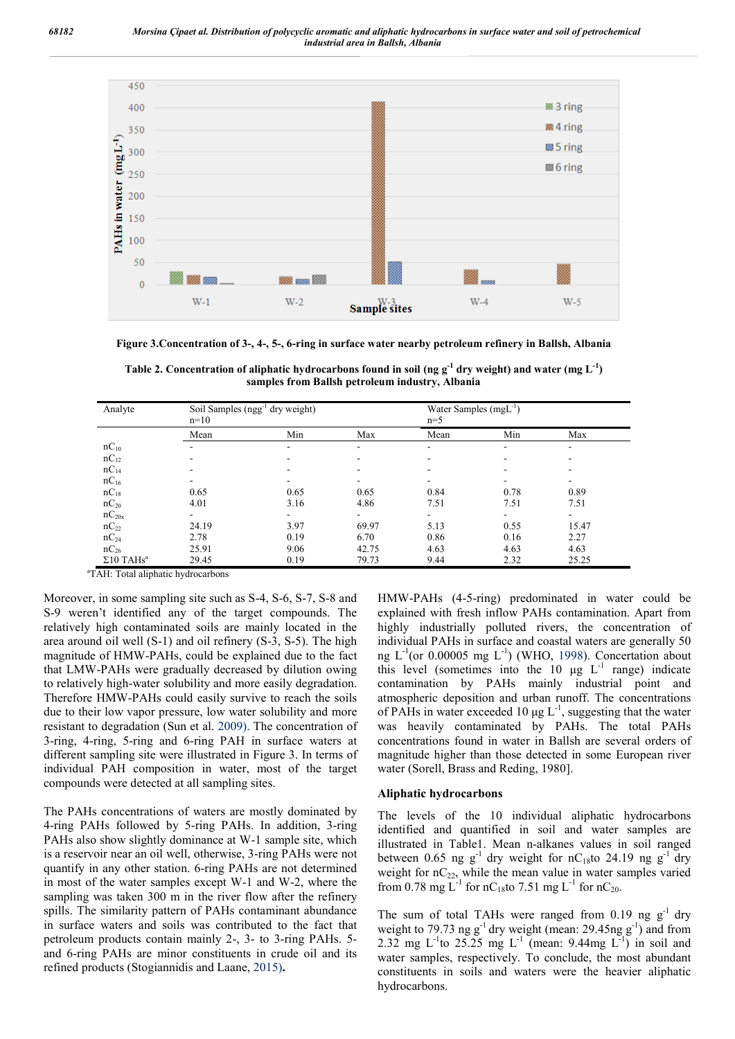Figure 3.Concentration of 3-, 4-, 5-, 6-ring in surface water nearby petroleum refinery in Ballsh, Albania

Table 2. Concentration of aliphatic hydrocarbons found in soil (ng $g^{-1}$ dry weight) and water (mg $L^{-1}$) samples from Ballsh petroleum industry, Albania

| Analyte | Soil Samples (ng$g^{-1}$ dry weight) n=10 | | | Water Samples (mg$L^{-1}$) n=5 | | |
|---|---|---|---|---|---|---|
| | Mean | Min | Max | Mean | Min | Max |
| $nC_{10}$ | - | - | - | - | - | - |
| $nC_{12}$ | - | - | - | - | - | - |
| $nC_{14}$ | - | - | - | - | - | - |
| $nC_{16}$ | - | - | - | - | - | - |
| $nC_{18}$ | 0.65 | 0.65 | 0.65 | 0.84 | 0.78 | 0.89 |
| $nC_{20}$ | 4.01 | 3.16 | 4.86 | 7.51 | 7.51 | 7.51 |
| $nC_{20x}$ | - | - | - | - | - | - |
| $nC_{22}$ | 24.19 | 3.97 | 69.97 | 5.13 | 0.55 | 15.47 |
| $nC_{24}$ | 2.78 | 0.19 | 6.70 | 0.86 | 0.16 | 2.27 |
| $nC_{26}$ | 25.91 | 9.06 | 42.75 | 4.63 | 4.63 | 4.63 |
| Σ10 TAHs[a] | 29.45 | 0.19 | 79.73 | 9.44 | 2.32 | 25.25 |

[a]TAH: Total aliphatic hydrocarbons

Moreover, in some sampling site such as S-4, S-6, S-7, S-8 and S-9 weren't identified any of the target compounds. The relatively high contaminated soils are mainly located in the area around oil well (S-1) and oil refinery (S-3, S-5). The high magnitude of HMW-PAHs, could be explained due to the fact that LMW-PAHs were gradually decreased by dilution owing to relatively high-water solubility and more easily degradation. Therefore HMW-PAHs could easily survive to reach the soils due to their low vapor pressure, low water solubility and more resistant to degradation (Sun et al. 2009). The concentration of 3-ring, 4-ring, 5-ring and 6-ring PAH in surface waters at different sampling site were illustrated in Figure 3. In terms of individual PAH composition in water, most of the target compounds were detected at all sampling sites.

The PAHs concentrations of waters are mostly dominated by 4-ring PAHs followed by 5-ring PAHs. In addition, 3-ring PAHs also show slightly dominance at W-1 sample site, which is a reservoir near an oil well, otherwise, 3-ring PAHs were not quantify in any other station. 6-ring PAHs are not determined in most of the water samples except W-1 and W-2, where the sampling was taken 300 m in the river flow after the refinery spills. The similarity pattern of PAHs contaminant abundance in surface waters and soils was contributed to the fact that petroleum products contain mainly 2-, 3- to 3-ring PAHs. 5- and 6-ring PAHs are minor constituents in crude oil and its refined products (Stogiannidis and Laane, 2015).

HMW-PAHs (4-5-ring) predominated in water could be explained with fresh inflow PAHs contamination. Apart from highly industrially polluted rivers, the concentration of individual PAHs in surface and coastal waters are generally 50 ng $L^{-1}$(or 0.00005 mg $L^{-1}$) (WHO, 1998). Concertation about this level (sometimes into the 10 µg $L^{-1}$ range) indicate contamination by PAHs mainly industrial point and atmospheric deposition and urban runoff. The concentrations of PAHs in water exceeded 10 µg $L^{-1}$, suggesting that the water was heavily contaminated by PAHs. The total PAHs concentrations found in water in Ballsh are several orders of magnitude higher than those detected in some European river water (Sorell, Brass and Reding, 1980].

### Aliphatic hydrocarbons

The levels of the 10 individual aliphatic hydrocarbons identified and quantified in soil and water samples are illustrated in Table1. Mean n-alkanes values in soil ranged between 0.65 ng $g^{-1}$ dry weight for $nC_{18}$to 24.19 ng $g^{-1}$ dry weight for $nC_{22}$, while the mean value in water samples varied from 0.78 mg $L^{-1}$ for $nC_{18}$to 7.51 mg $L^{-1}$ for $nC_{20}$.

The sum of total TAHs were ranged from 0.19 ng $g^{-1}$ dry weight to 79.73 ng $g^{-1}$ dry weight (mean: 29.45ng $g^{-1}$) and from 2.32 mg $L^{-1}$to 25.25 mg $L^{-1}$ (mean: 9.44mg $L^{-1}$) in soil and water samples, respectively. To conclude, the most abundant constituents in soils and waters were the heavier aliphatic hydrocarbons.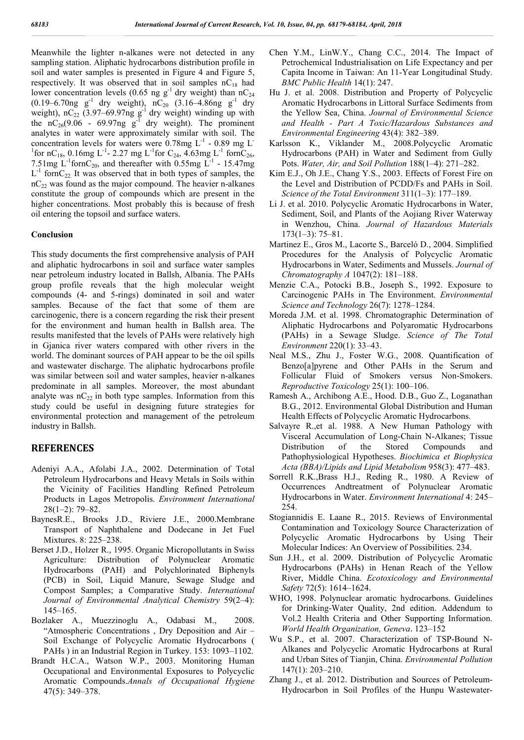Meanwhile the lighter n-alkanes were not detected in any sampling station. Aliphatic hydrocarbons distribution profile in soil and water samples is presented in Figure 4 and Figure 5, respectively. It was observed that in soil samples $nC_{18}$ had lower concentration levels (0.65 ng $g^{-1}$ dry weight) than $nC_{24}$ (0.19–6.70ng $g^{-1}$ dry weight), $nC_{20}$ (3.16–4.86ng $g^{-1}$ dry weight), $nC_{22}$ (3.97–69.97ng $g^{-1}$ dry weight) winding up with the $nC_{26}$(9.06 - 69.97ng $g^{-1}$ dry weight). The prominent analytes in water were approximately similar with soil. The concentration levels for waters were 0.78mg $L^{-1}$ - 0.89 mg $L^{-1}$for $nC_{18}$, 0.16mg $L^{-1}$- 2.27 mg $L^{-1}$for $C_{24}$, 4.63mg $L^{-1}$ for$nC_{26}$, 7.51mg $L^{-1}$for$nC_{20}$, and thereafter with 0.55mg $L^{-1}$ - 15.47mg $L^{-1}$ for$nC_{22}$. It was observed that in both types of samples, the $nC_{22}$ was found as the major compound. The heavier n-alkanes constitute the group of compounds which are present in the higher concentrations. Most probably this is because of fresh oil entering the topsoil and surface waters.

### Conclusion

This study documents the first comprehensive analysis of PAH and aliphatic hydrocarbons in soil and surface water samples near petroleum industry located in Ballsh, Albania. The PAHs group profile reveals that the high molecular weight compounds (4- and 5-rings) dominated in soil and water samples. Because of the fact that some of them are carcinogenic, there is a concern regarding the risk their present for the environment and human health in Ballsh area. The results manifested that the levels of PAHs were relatively high in Gjanica river waters compared with other rivers in the world. The dominant sources of PAH appear to be the oil spills and wastewater discharge. The aliphatic hydrocarbons profile was similar between soil and water samples, heavier n-alkanes predominate in all samples. Moreover, the most abundant analyte was $nC_{22}$ in both type samples. Information from this study could be useful in designing future strategies for environmental protection and management of the petroleum industry in Ballsh.

## REFERENCES

- Adeniyi A.A., Afolabi J.A., 2002. Determination of Total Petroleum Hydrocarbons and Heavy Metals in Soils within the Vicinity of Facilities Handling Refined Petroleum Products in Lagos Metropolis. *Environment International* 28(1–2): 79–82.
- BaynesR.E., Brooks J.D., Riviere J.E., 2000.Membrane Transport of Naphthalene and Dodecane in Jet Fuel Mixtures. 8: 225–238.
- Berset J.D., Holzer R., 1995. Organic Micropollutants in Swiss Agriculture: Distribution of Polynuclear Aromatic Hydrocarbons (PAH) and Polychlorinated Biphenyls (PCB) in Soil, Liquid Manure, Sewage Sludge and Compost Samples; a Comparative Study. *International Journal of Environmental Analytical Chemistry* 59(2–4): 145–165.
- Bozlaker A., Muezzinoglu A., Odabasi M., 2008. "Atmospheric Concentrations , Dry Deposition and Air – Soil Exchange of Polycyclic Aromatic Hydrocarbons ( PAHs ) in an Industrial Region in Turkey. 153: 1093–1102.
- Brandt H.C.A., Watson W.P., 2003. Monitoring Human Occupational and Environmental Exposures to Polycyclic Aromatic Compounds.*Annals of Occupational Hygiene* 47(5): 349–378.
- Chen Y.M., LinW.Y., Chang C.C., 2014. The Impact of Petrochemical Industrialisation on Life Expectancy and per Capita Income in Taiwan: An 11-Year Longitudinal Study. *BMC Public Health* 14(1): 247.
- Hu J. et al. 2008. Distribution and Property of Polycyclic Aromatic Hydrocarbons in Littoral Surface Sediments from the Yellow Sea, China. *Journal of Environmental Science and Health - Part A Toxic/Hazardous Substances and Environmental Engineering* 43(4): 382–389.
- Karlsson K., Viklander M., 2008.Polycyclic Aromatic Hydrocarbons (PAH) in Water and Sediment from Gully Pots. *Water, Air, and Soil Pollution* 188(1–4): 271–282.
- Kim E.J., Oh J.E., Chang Y.S., 2003. Effects of Forest Fire on the Level and Distribution of PCDD/Fs and PAHs in Soil. *Science of the Total Environment* 311(1–3): 177–189.
- Li J. et al. 2010. Polycyclic Aromatic Hydrocarbons in Water, Sediment, Soil, and Plants of the Aojiang River Waterway in Wenzhou, China. *Journal of Hazardous Materials* 173(1–3): 75–81.
- Martinez E., Gros M., Lacorte S., Barceló D., 2004. Simplified Procedures for the Analysis of Polycyclic Aromatic Hydrocarbons in Water, Sediments and Mussels. *Journal of Chromatography A* 1047(2): 181–188.
- Menzie C.A., Potocki B.B., Joseph S., 1992. Exposure to Carcinogenic PAHs in The Environment. *Environmental Science and Technology* 26(7): 1278–1284.
- Moreda J.M. et al. 1998. Chromatographic Determination of Aliphatic Hydrocarbons and Polyaromatic Hydrocarbons (PAHs) in a Sewage Sludge. *Science of The Total Environment* 220(1): 33–43.
- Neal M.S., Zhu J., Foster W.G., 2008. Quantification of Benzo[a]pyrene and Other PAHs in the Serum and Follicular Fluid of Smokers versus Non-Smokers. *Reproductive Toxicology* 25(1): 100–106.
- Ramesh A., Archibong A.E., Hood. D.B., Guo Z., Loganathan B.G., 2012. Environmental Global Distribution and Human Health Effects of Polycyclic Aromatic Hydrocarbons.
- Salvayre R.,et al. 1988. A New Human Pathology with Visceral Accumulation of Long-Chain N-Alkanes; Tissue Distribution of the Stored Compounds and Pathophysiological Hypotheses. *Biochimica et Biophysica Acta (BBA)/Lipids and Lipid Metabolism* 958(3): 477–483.
- Sorrell R.K.,Brass H.J., Reding R., 1980. A Review of Occurrences Andtreatment of Polynuclear Aromatic Hydrocarbons in Water. *Environment International* 4: 245–254.
- Stogiannidis E. Laane R., 2015. Reviews of Environmental Contamination and Toxicology Source Characterization of Polycyclic Aromatic Hydrocarbons by Using Their Molecular Indices: An Overview of Possibilities. 234.
- Sun J.H., et al. 2009. Distribution of Polycyclic Aromatic Hydrocarbons (PAHs) in Henan Reach of the Yellow River, Middle China. *Ecotoxicology and Environmental Safety* 72(5): 1614–1624.
- WHO, 1998. Polynuclear aromatic hydrocarbons. Guidelines for Drinking-Water Quality, 2nd edition. Addendum to Vol.2 Health Criteria and Other Supporting Information. *World Health Organization, Geneva*. 123–152
- Wu S.P., et al. 2007. Characterization of TSP-Bound N-Alkanes and Polycyclic Aromatic Hydrocarbons at Rural and Urban Sites of Tianjin, China. *Environmental Pollution* 147(1): 203–210.
- Zhang J., et al. 2012. Distribution and Sources of Petroleum-Hydrocarbon in Soil Profiles of the Hunpu Wastewater-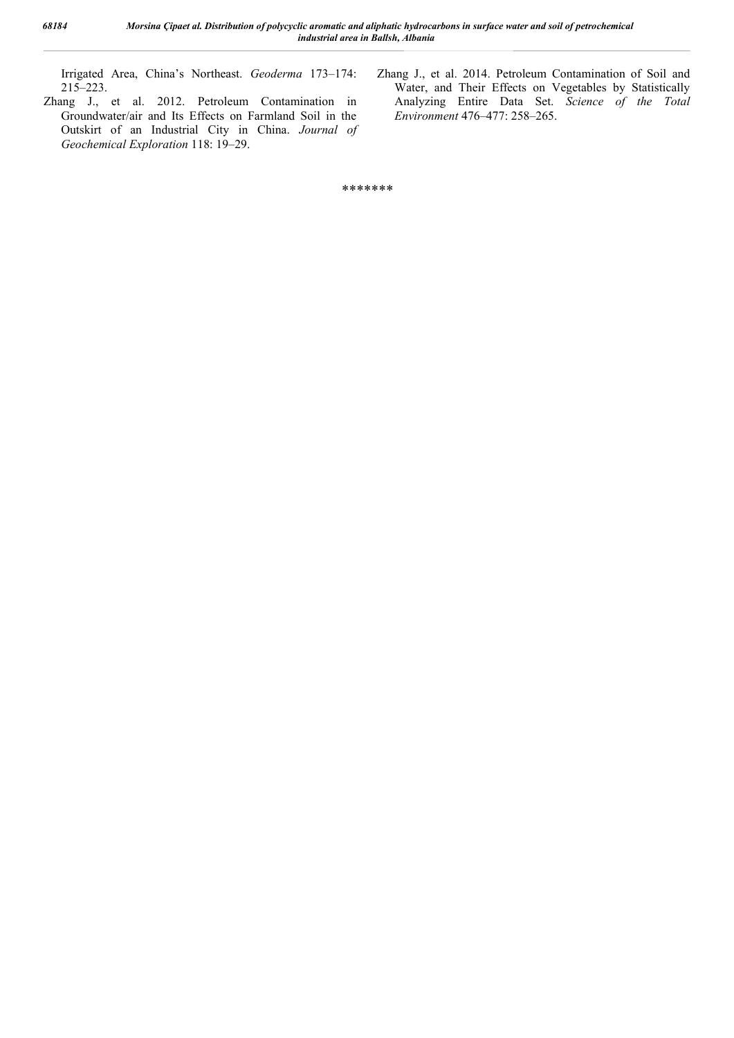Irrigated Area, China's Northeast. *Geoderma* 173–174: 215–223.

Zhang J., et al. 2012. Petroleum Contamination in Groundwater/air and Its Effects on Farmland Soil in the Outskirt of an Industrial City in China. *Journal of Geochemical Exploration* 118: 19–29.

Zhang J., et al. 2014. Petroleum Contamination of Soil and Water, and Their Effects on Vegetables by Statistically Analyzing Entire Data Set. *Science of the Total Environment* 476–477: 258–265.

*******